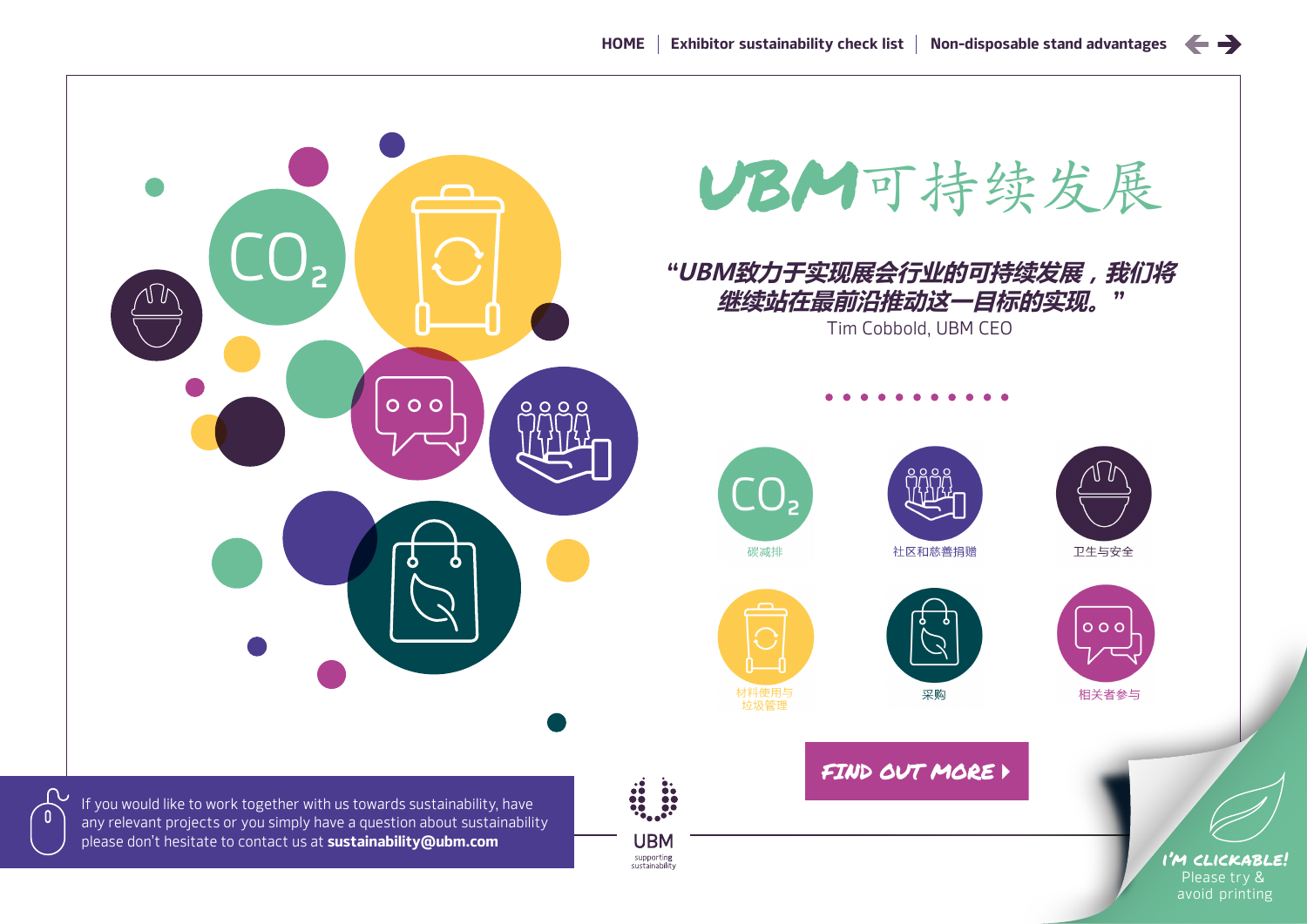HOME | Exhibitor sustainability check list | Non-disposable stand advantages

# UBM可持续发展

***"UBM致力于实现展会行业的可持续发展，我们将继续站在最前沿推动这一目标的实现。"***

Tim Cobbold, UBM CEO

- 碳减排
- 社区和慈善捐赠
- 卫生与安全
- 材料使用与垃圾管理
- 采购
- 相关者参与

**FIND OUT MORE**

If you would like to work together with us towards sustainability, have any relevant projects or you simply have a question about sustainability please don't hesitate to contact us at **sustainability@ubm.com**

UBM supporting sustainability

I'M CLICKABLE! Please try & avoid printing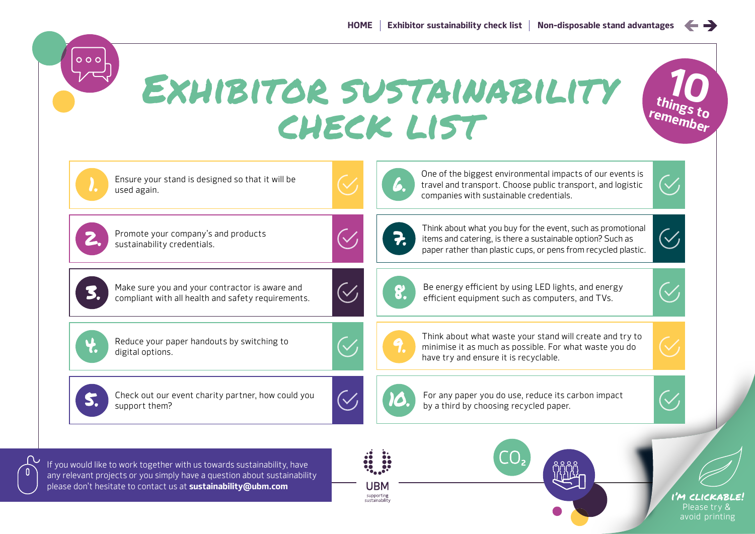HOME | Exhibitor sustainability check list | Non-disposable stand advantages

# Exhibitor sustainability check list

**10 things to remember**

1. Ensure your stand is designed so that it will be used again.
2. Promote your company's and products sustainability credentials.
3. Make sure you and your contractor is aware and compliant with all health and safety requirements.
4. Reduce your paper handouts by switching to digital options.
5. Check out our event charity partner, how could you support them?
6. One of the biggest environmental impacts of our events is travel and transport. Choose public transport, and logistic companies with sustainable credentials.
7. Think about what you buy for the event, such as promotional items and catering, is there a sustainable option? Such as paper rather than plastic cups, or pens from recycled plastic.
8. Be energy efficient by using LED lights, and energy efficient equipment such as computers, and TVs.
9. Think about what waste your stand will create and try to minimise it as much as possible. For what waste you do have try and ensure it is recyclable.
10. For any paper you do use, reduce its carbon impact by a third by choosing recycled paper.

If you would like to work together with us towards sustainability, have any relevant projects or you simply have a question about sustainability please don't hesitate to contact us at **sustainability@ubm.com**

UBM supporting sustainability

$CO_2$

I'M CLICKABLE! Please try & avoid printing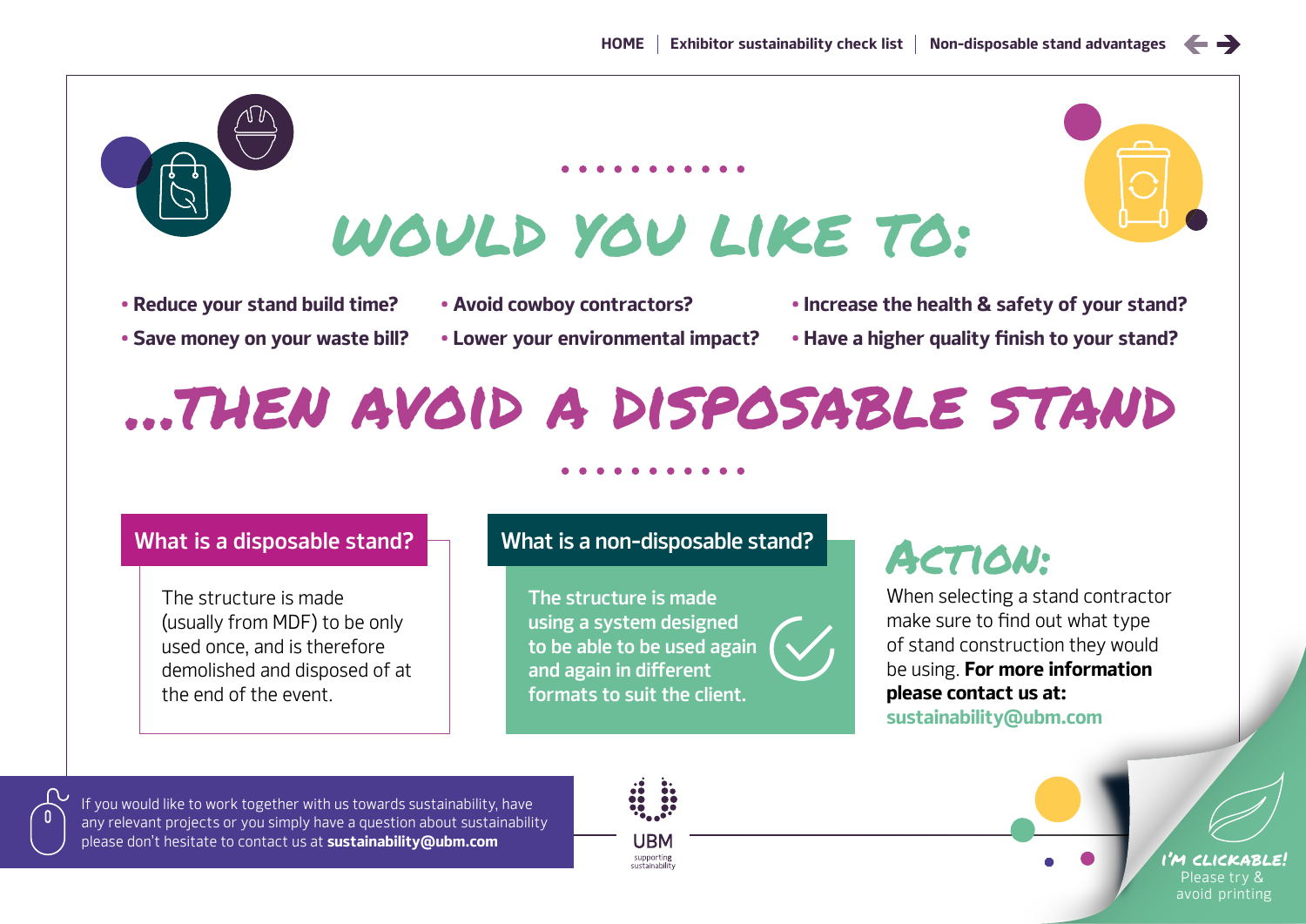# WOULD YOU LIKE TO:

- Reduce your stand build time?
- Save money on your waste bill?
- Avoid cowboy contractors?
- Lower your environmental impact?
- Increase the health & safety of your stand?
- Have a higher quality finish to your stand?

# ...THEN AVOID A DISPOSABLE STAND

## What is a disposable stand?

The structure is made (usually from MDF) to be only used once, and is therefore demolished and disposed of at the end of the event.

## What is a non-disposable stand?

The structure is made using a system designed to be able to be used again and again in different formats to suit the client.

## ACTION:

When selecting a stand contractor make sure to find out what type of stand construction they would be using. **For more information please contact us at:** **sustainability@ubm.com**

If you would like to work together with us towards sustainability, have any relevant projects or you simply have a question about sustainability please don't hesitate to contact us at **sustainability@ubm.com**

UBM supporting sustainability

I'M CLICKABLE! Please try & avoid printing